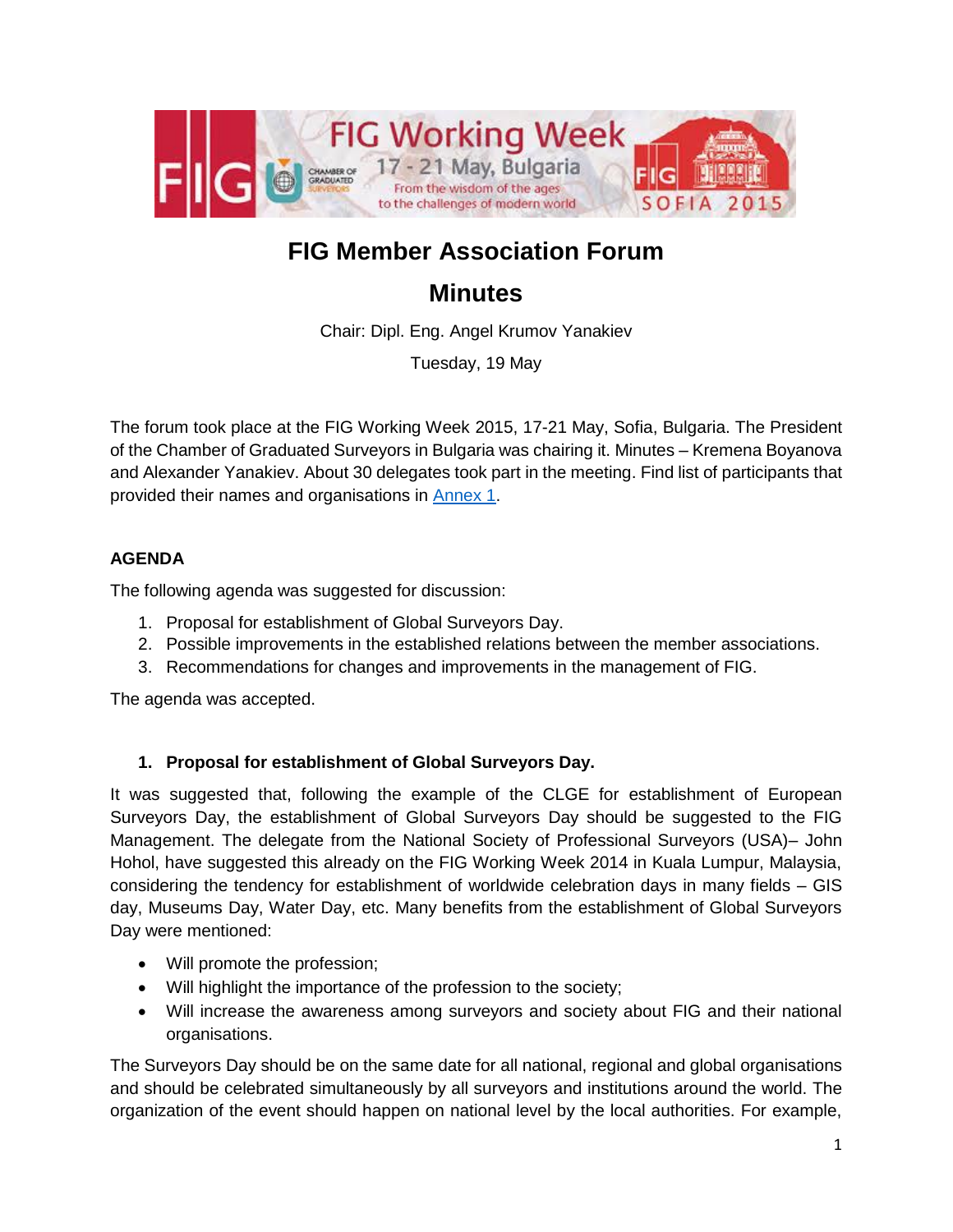# FIG Member Association Forum

# Minutes

Chair: Dipl. Eng. Angel Krumov Yanakiev

Tuesday, 19 May

The forum took place at the FIG Working Week 2015, 17-21 May, Sofia, Bulgaria. The President of the Chamber of Graduated Surveyors in Bulgaria was chairing it. Minutes – Kremena Boyanova and Alexander Yanakiev. About 30 delegates took part in the meeting. Find list of participants that provided their names and organisations in Annex 1.

**AGENDA**

The following agenda was suggested for discussion:

1. Proposal for establishment of Global Surveyors Day.
2. Possible improvements in the established relations between the member associations.
3. Recommendations for changes and improvements in the management of FIG.

The agenda was accepted.

**1. Proposal for establishment of Global Surveyors Day.**

It was suggested that, following the example of the CLGE for establishment of European Surveyors Day, the establishment of Global Surveyors Day should be suggested to the FIG Management. The delegate from the National Society of Professional Surveyors (USA)– John Hohol, have suggested this already on the FIG Working Week 2014 in Kuala Lumpur, Malaysia, considering the tendency for establishment of worldwide celebration days in many fields – GIS day, Museums Day, Water Day, etc. Many benefits from the establishment of Global Surveyors Day were mentioned:

- Will promote the profession;
- Will highlight the importance of the profession to the society;
- Will increase the awareness among surveyors and society about FIG and their national organisations.

The Surveyors Day should be on the same date for all national, regional and global organisations and should be celebrated simultaneously by all surveyors and institutions around the world. The organization of the event should happen on national level by the local authorities. For example,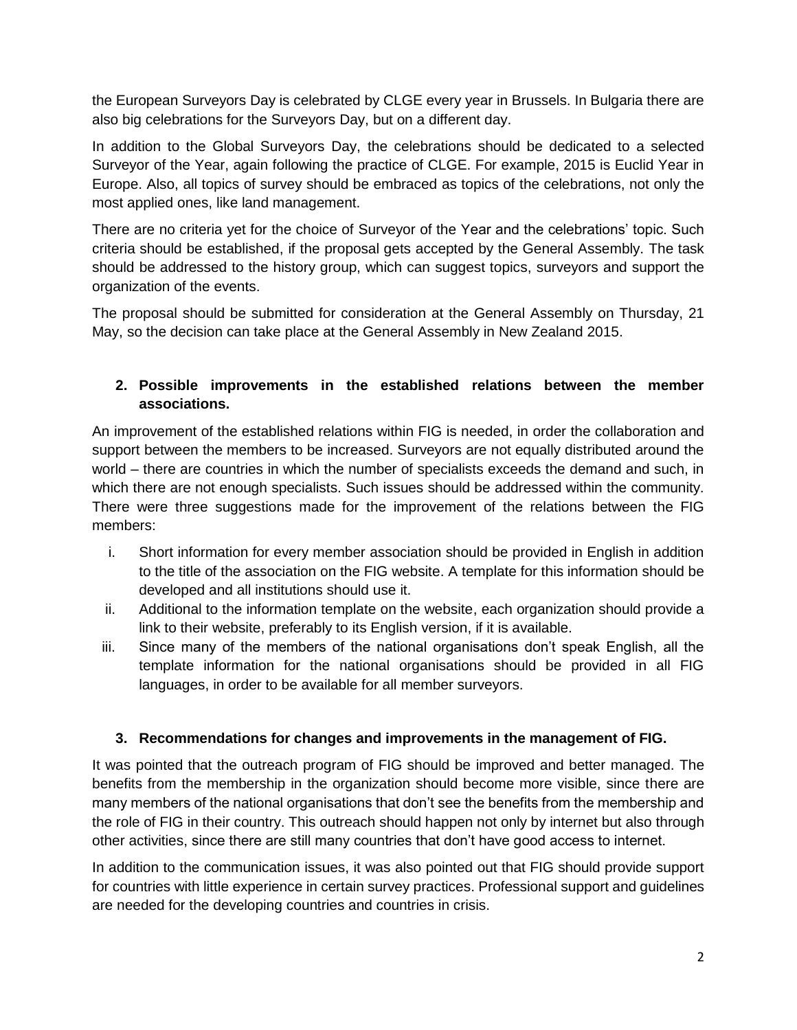the European Surveyors Day is celebrated by CLGE every year in Brussels. In Bulgaria there are also big celebrations for the Surveyors Day, but on a different day.

In addition to the Global Surveyors Day, the celebrations should be dedicated to a selected Surveyor of the Year, again following the practice of CLGE. For example, 2015 is Euclid Year in Europe. Also, all topics of survey should be embraced as topics of the celebrations, not only the most applied ones, like land management.

There are no criteria yet for the choice of Surveyor of the Year and the celebrations' topic. Such criteria should be established, if the proposal gets accepted by the General Assembly. The task should be addressed to the history group, which can suggest topics, surveyors and support the organization of the events.

The proposal should be submitted for consideration at the General Assembly on Thursday, 21 May, so the decision can take place at the General Assembly in New Zealand 2015.

## 2. Possible improvements in the established relations between the member associations.

An improvement of the established relations within FIG is needed, in order the collaboration and support between the members to be increased. Surveyors are not equally distributed around the world – there are countries in which the number of specialists exceeds the demand and such, in which there are not enough specialists. Such issues should be addressed within the community. There were three suggestions made for the improvement of the relations between the FIG members:

i. Short information for every member association should be provided in English in addition to the title of the association on the FIG website. A template for this information should be developed and all institutions should use it.
ii. Additional to the information template on the website, each organization should provide a link to their website, preferably to its English version, if it is available.
iii. Since many of the members of the national organisations don't speak English, all the template information for the national organisations should be provided in all FIG languages, in order to be available for all member surveyors.

## 3. Recommendations for changes and improvements in the management of FIG.

It was pointed that the outreach program of FIG should be improved and better managed. The benefits from the membership in the organization should become more visible, since there are many members of the national organisations that don't see the benefits from the membership and the role of FIG in their country. This outreach should happen not only by internet but also through other activities, since there are still many countries that don't have good access to internet.

In addition to the communication issues, it was also pointed out that FIG should provide support for countries with little experience in certain survey practices. Professional support and guidelines are needed for the developing countries and countries in crisis.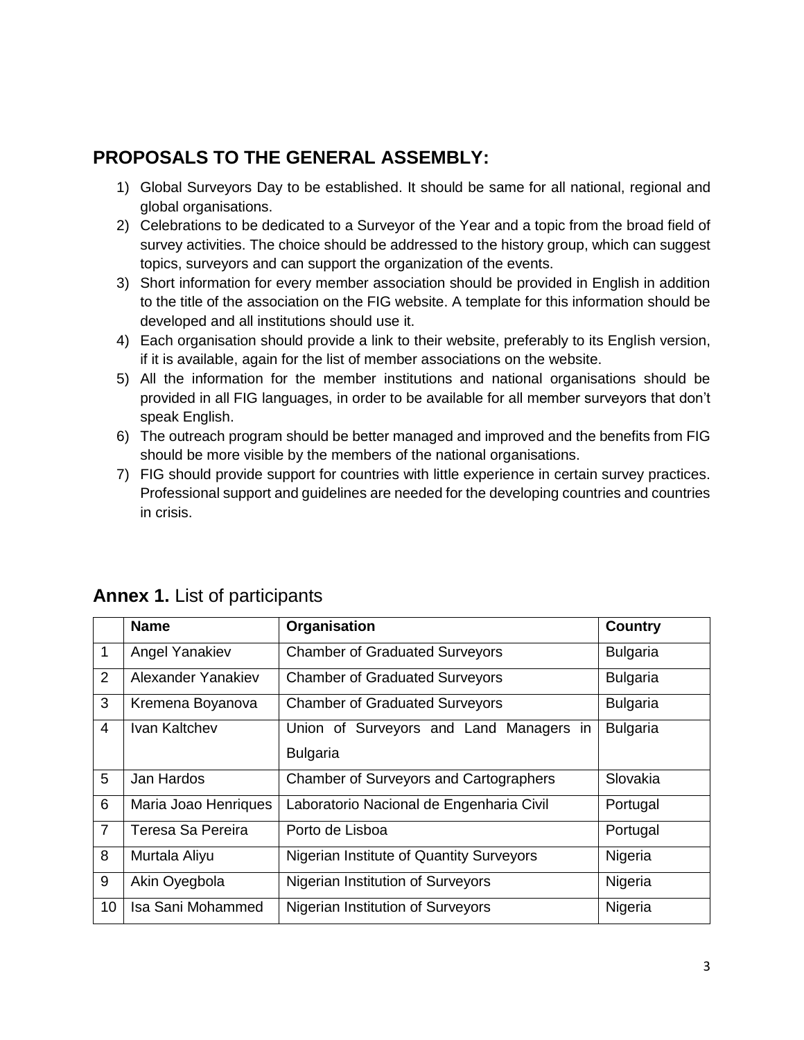## PROPOSALS TO THE GENERAL ASSEMBLY:

1) Global Surveyors Day to be established. It should be same for all national, regional and global organisations.
2) Celebrations to be dedicated to a Surveyor of the Year and a topic from the broad field of survey activities. The choice should be addressed to the history group, which can suggest topics, surveyors and can support the organization of the events.
3) Short information for every member association should be provided in English in addition to the title of the association on the FIG website. A template for this information should be developed and all institutions should use it.
4) Each organisation should provide a link to their website, preferably to its English version, if it is available, again for the list of member associations on the website.
5) All the information for the member institutions and national organisations should be provided in all FIG languages, in order to be available for all member surveyors that don't speak English.
6) The outreach program should be better managed and improved and the benefits from FIG should be more visible by the members of the national organisations.
7) FIG should provide support for countries with little experience in certain survey practices. Professional support and guidelines are needed for the developing countries and countries in crisis.

## **Annex 1.** List of participants

| | Name | Organisation | Country |
|---|---|---|---|
| 1 | Angel Yanakiev | Chamber of Graduated Surveyors | Bulgaria |
| 2 | Alexander Yanakiev | Chamber of Graduated Surveyors | Bulgaria |
| 3 | Kremena Boyanova | Chamber of Graduated Surveyors | Bulgaria |
| 4 | Ivan Kaltchev | Union of Surveyors and Land Managers in Bulgaria | Bulgaria |
| 5 | Jan Hardos | Chamber of Surveyors and Cartographers | Slovakia |
| 6 | Maria Joao Henriques | Laboratorio Nacional de Engenharia Civil | Portugal |
| 7 | Teresa Sa Pereira | Porto de Lisboa | Portugal |
| 8 | Murtala Aliyu | Nigerian Institute of Quantity Surveyors | Nigeria |
| 9 | Akin Oyegbola | Nigerian Institution of Surveyors | Nigeria |
| 10 | Isa Sani Mohammed | Nigerian Institution of Surveyors | Nigeria |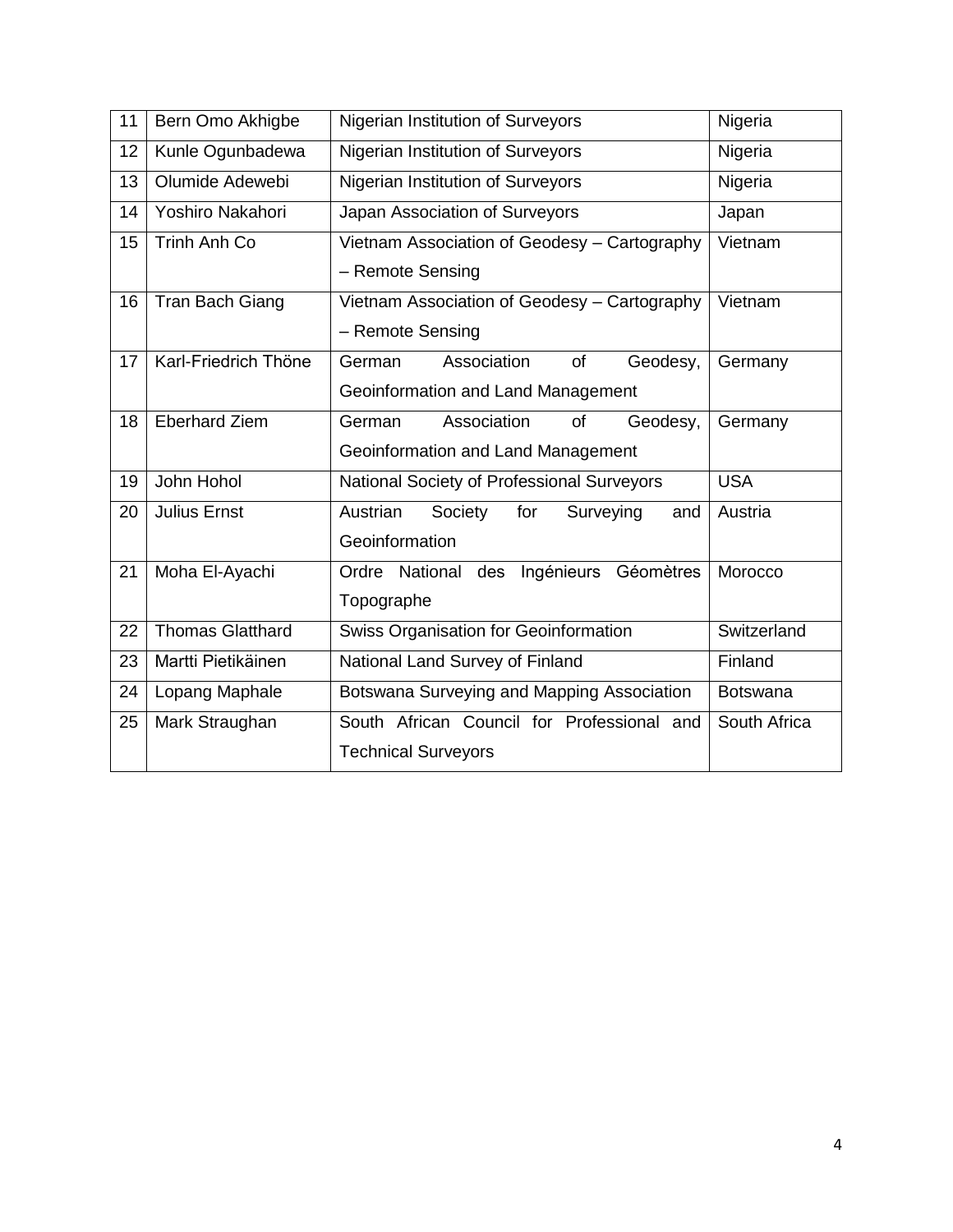| | | | |
|---|---|---|---|
| 11 | Bern Omo Akhigbe | Nigerian Institution of Surveyors | Nigeria |
| 12 | Kunle Ogunbadewa | Nigerian Institution of Surveyors | Nigeria |
| 13 | Olumide Adewebi | Nigerian Institution of Surveyors | Nigeria |
| 14 | Yoshiro Nakahori | Japan Association of Surveyors | Japan |
| 15 | Trinh Anh Co | Vietnam Association of Geodesy – Cartography – Remote Sensing | Vietnam |
| 16 | Tran Bach Giang | Vietnam Association of Geodesy – Cartography – Remote Sensing | Vietnam |
| 17 | Karl-Friedrich Thöne | German Association of Geodesy, Geoinformation and Land Management | Germany |
| 18 | Eberhard Ziem | German Association of Geodesy, Geoinformation and Land Management | Germany |
| 19 | John Hohol | National Society of Professional Surveyors | USA |
| 20 | Julius Ernst | Austrian Society for Surveying and Geoinformation | Austria |
| 21 | Moha El-Ayachi | Ordre National des Ingénieurs Géomètres Topographe | Morocco |
| 22 | Thomas Glatthard | Swiss Organisation for Geoinformation | Switzerland |
| 23 | Martti Pietikäinen | National Land Survey of Finland | Finland |
| 24 | Lopang Maphale | Botswana Surveying and Mapping Association | Botswana |
| 25 | Mark Straughan | South African Council for Professional and Technical Surveyors | South Africa |